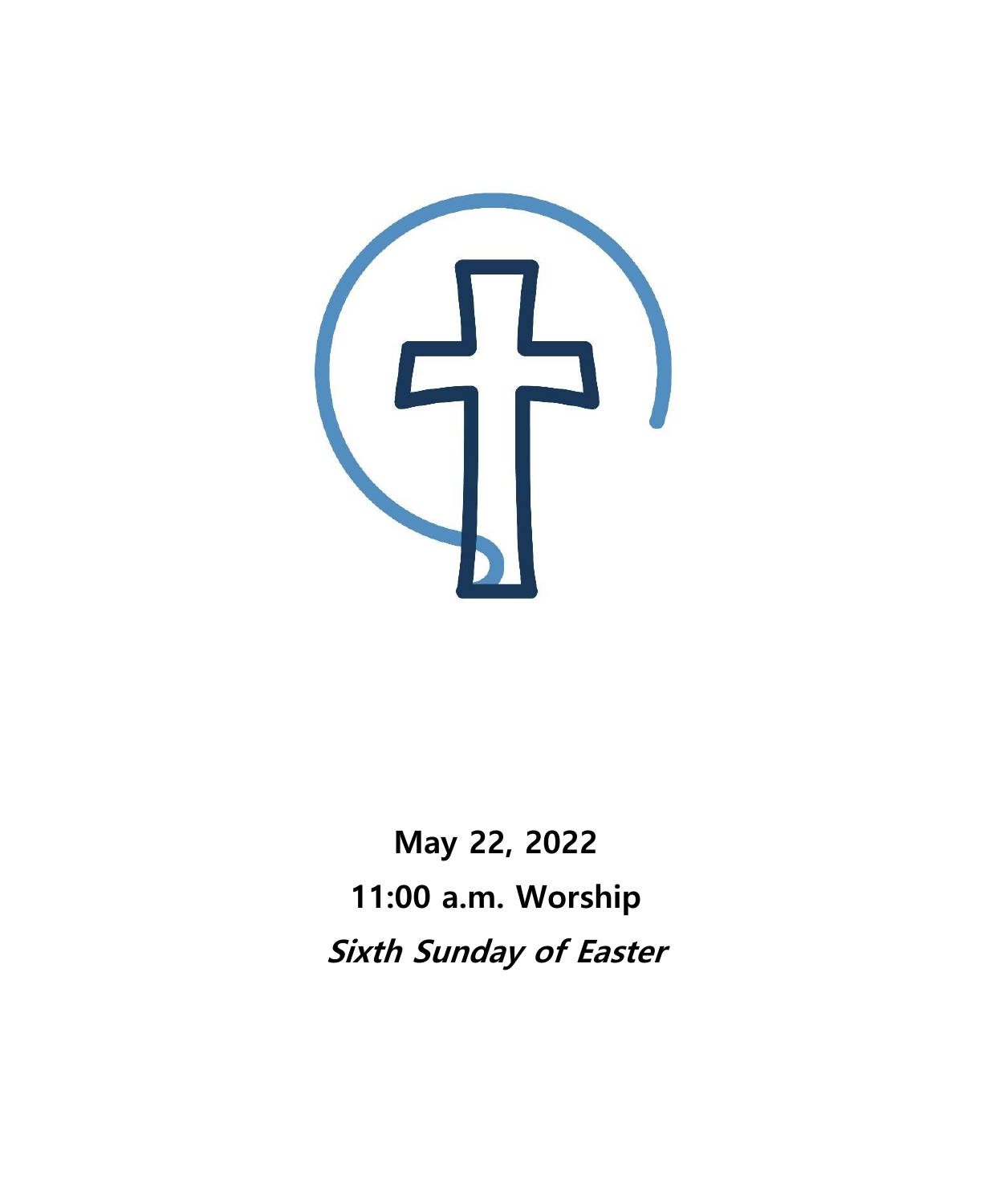**May 22, 2022**

**11:00 a.m. Worship**

***Sixth Sunday of Easter***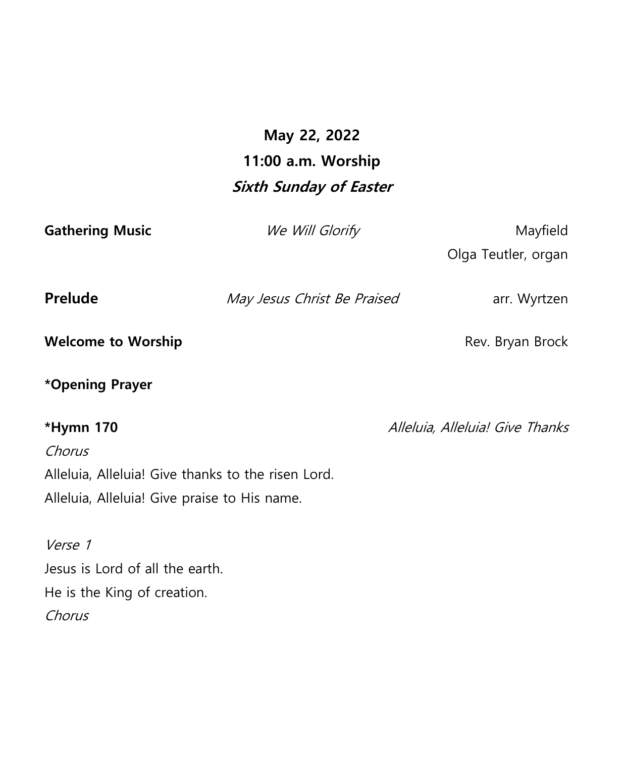**May 22, 2022**
**11:00 a.m. Worship**
***Sixth Sunday of Easter***

**Gathering Music** *We Will Glorify* Mayfield
Olga Teutler, organ

**Prelude** *May Jesus Christ Be Praised* arr. Wyrtzen

**Welcome to Worship** Rev. Bryan Brock

**\*Opening Prayer**

**\*Hymn 170** *Alleluia, Alleluia! Give Thanks*

*Chorus*
Alleluia, Alleluia! Give thanks to the risen Lord.
Alleluia, Alleluia! Give praise to His name.

*Verse 1*
Jesus is Lord of all the earth.
He is the King of creation.
*Chorus*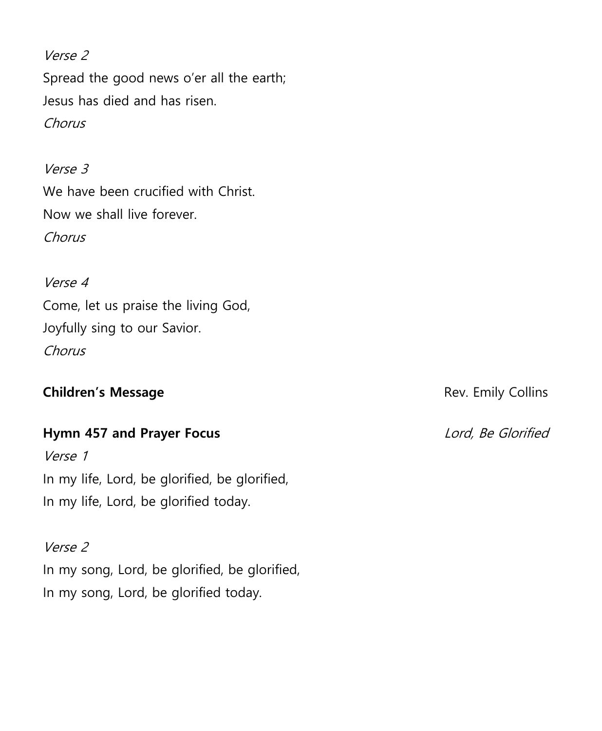*Verse 2*
Spread the good news o'er all the earth;
Jesus has died and has risen.
*Chorus*

*Verse 3*
We have been crucified with Christ.
Now we shall live forever.
*Chorus*

*Verse 4*
Come, let us praise the living God,
Joyfully sing to our Savior.
*Chorus*

**Children's Message** Rev. Emily Collins

**Hymn 457 and Prayer Focus** *Lord, Be Glorified*

*Verse 1*
In my life, Lord, be glorified, be glorified,
In my life, Lord, be glorified today.

*Verse 2*
In my song, Lord, be glorified, be glorified,
In my song, Lord, be glorified today.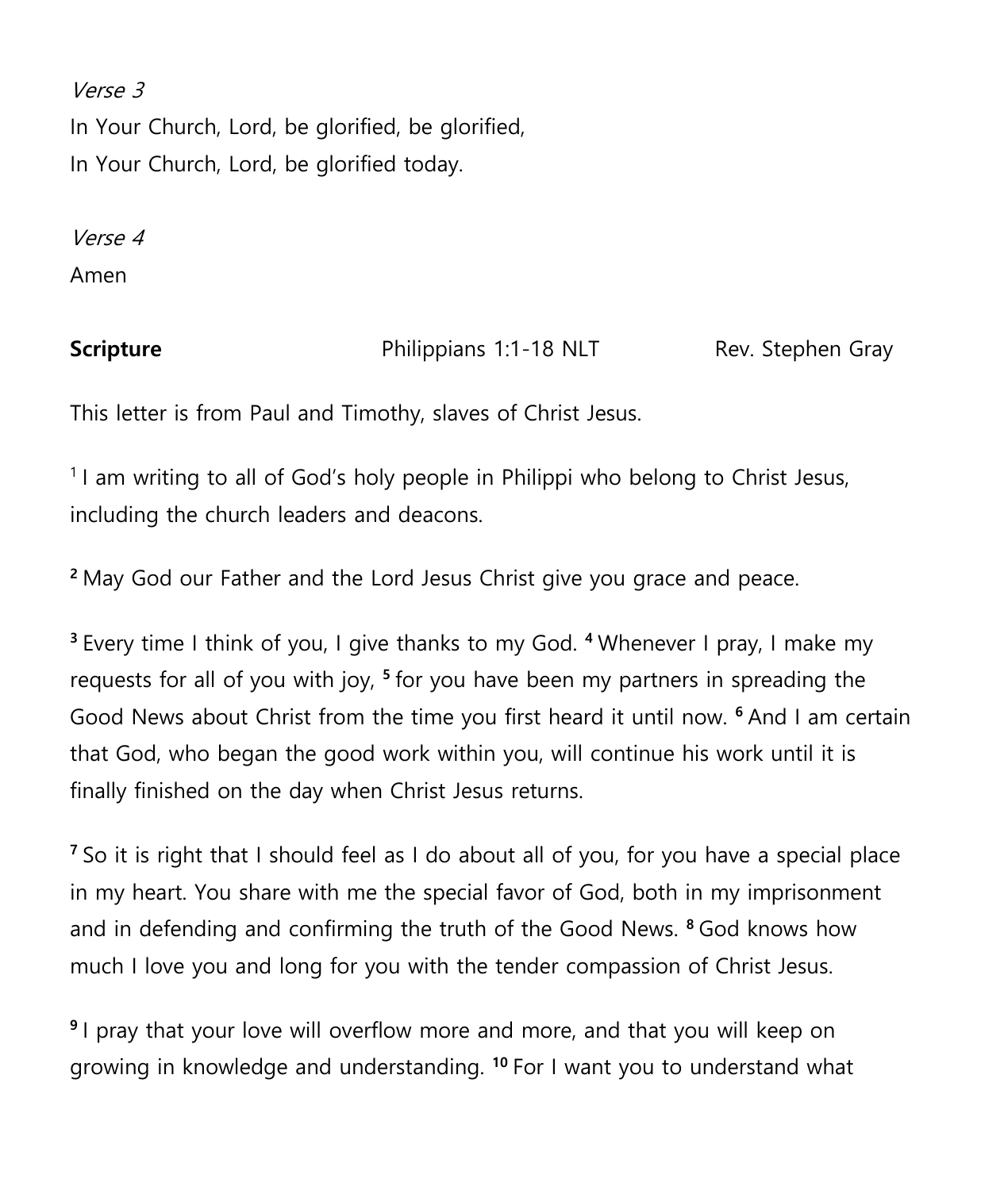*Verse 3*
In Your Church, Lord, be glorified, be glorified,
In Your Church, Lord, be glorified today.

*Verse 4*
Amen

**Scripture** Philippians 1:1-18 NLT Rev. Stephen Gray

This letter is from Paul and Timothy, slaves of Christ Jesus.

[1] I am writing to all of God's holy people in Philippi who belong to Christ Jesus, including the church leaders and deacons.

**[2]** May God our Father and the Lord Jesus Christ give you grace and peace.

**[3]** Every time I think of you, I give thanks to my God. **[4]** Whenever I pray, I make my requests for all of you with joy, **[5]** for you have been my partners in spreading the Good News about Christ from the time you first heard it until now. **[6]** And I am certain that God, who began the good work within you, will continue his work until it is finally finished on the day when Christ Jesus returns.

**[7]** So it is right that I should feel as I do about all of you, for you have a special place in my heart. You share with me the special favor of God, both in my imprisonment and in defending and confirming the truth of the Good News. **[8]** God knows how much I love you and long for you with the tender compassion of Christ Jesus.

**[9]** I pray that your love will overflow more and more, and that you will keep on growing in knowledge and understanding. **[10]** For I want you to understand what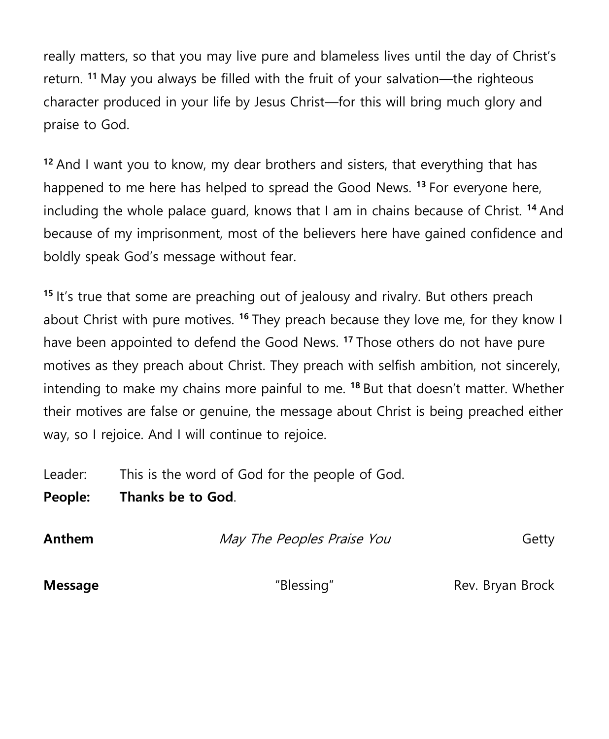really matters, so that you may live pure and blameless lives until the day of Christ's return. [11] May you always be filled with the fruit of your salvation—the righteous character produced in your life by Jesus Christ—for this will bring much glory and praise to God.

[12] And I want you to know, my dear brothers and sisters, that everything that has happened to me here has helped to spread the Good News. [13] For everyone here, including the whole palace guard, knows that I am in chains because of Christ. [14] And because of my imprisonment, most of the believers here have gained confidence and boldly speak God's message without fear.

[15] It's true that some are preaching out of jealousy and rivalry. But others preach about Christ with pure motives. [16] They preach because they love me, for they know I have been appointed to defend the Good News. [17] Those others do not have pure motives as they preach about Christ. They preach with selfish ambition, not sincerely, intending to make my chains more painful to me. [18] But that doesn't matter. Whether their motives are false or genuine, the message about Christ is being preached either way, so I rejoice. And I will continue to rejoice.

Leader: This is the word of God for the people of God.
**People: Thanks be to God**.

**Anthem** *May The Peoples Praise You* Getty

**Message** "Blessing" Rev. Bryan Brock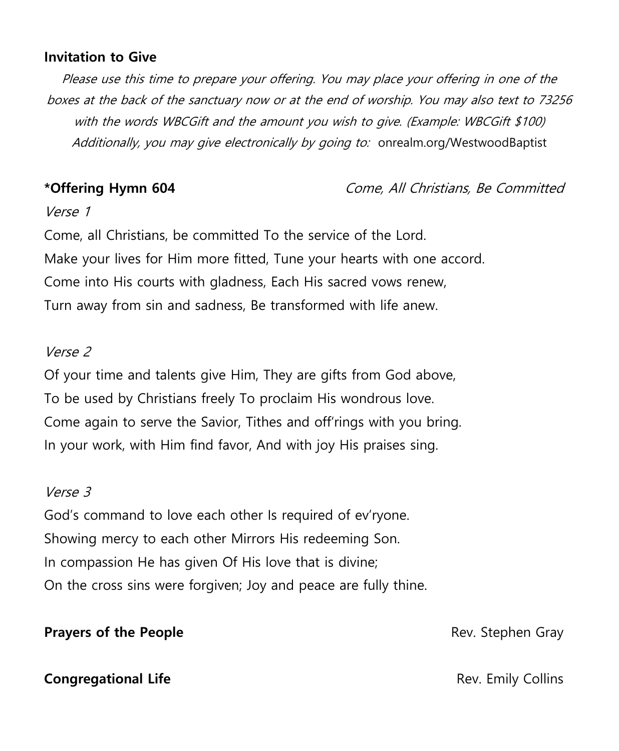**Invitation to Give**

*Please use this time to prepare your offering. You may place your offering in one of the boxes at the back of the sanctuary now or at the end of worship. You may also text to 73256 with the words WBCGift and the amount you wish to give. (Example: WBCGift $100) Additionally, you may give electronically by going to:* onrealm.org/WestwoodBaptist

**\*Offering Hymn 604** *Come, All Christians, Be Committed*

*Verse 1*

Come, all Christians, be committed To the service of the Lord.
Make your lives for Him more fitted, Tune your hearts with one accord.
Come into His courts with gladness, Each His sacred vows renew,
Turn away from sin and sadness, Be transformed with life anew.

*Verse 2*

Of your time and talents give Him, They are gifts from God above,
To be used by Christians freely To proclaim His wondrous love.
Come again to serve the Savior, Tithes and off'rings with you bring.
In your work, with Him find favor, And with joy His praises sing.

*Verse 3*

God's command to love each other Is required of ev'ryone.
Showing mercy to each other Mirrors His redeeming Son.
In compassion He has given Of His love that is divine;
On the cross sins were forgiven; Joy and peace are fully thine.

**Prayers of the People** Rev. Stephen Gray

**Congregational Life** Rev. Emily Collins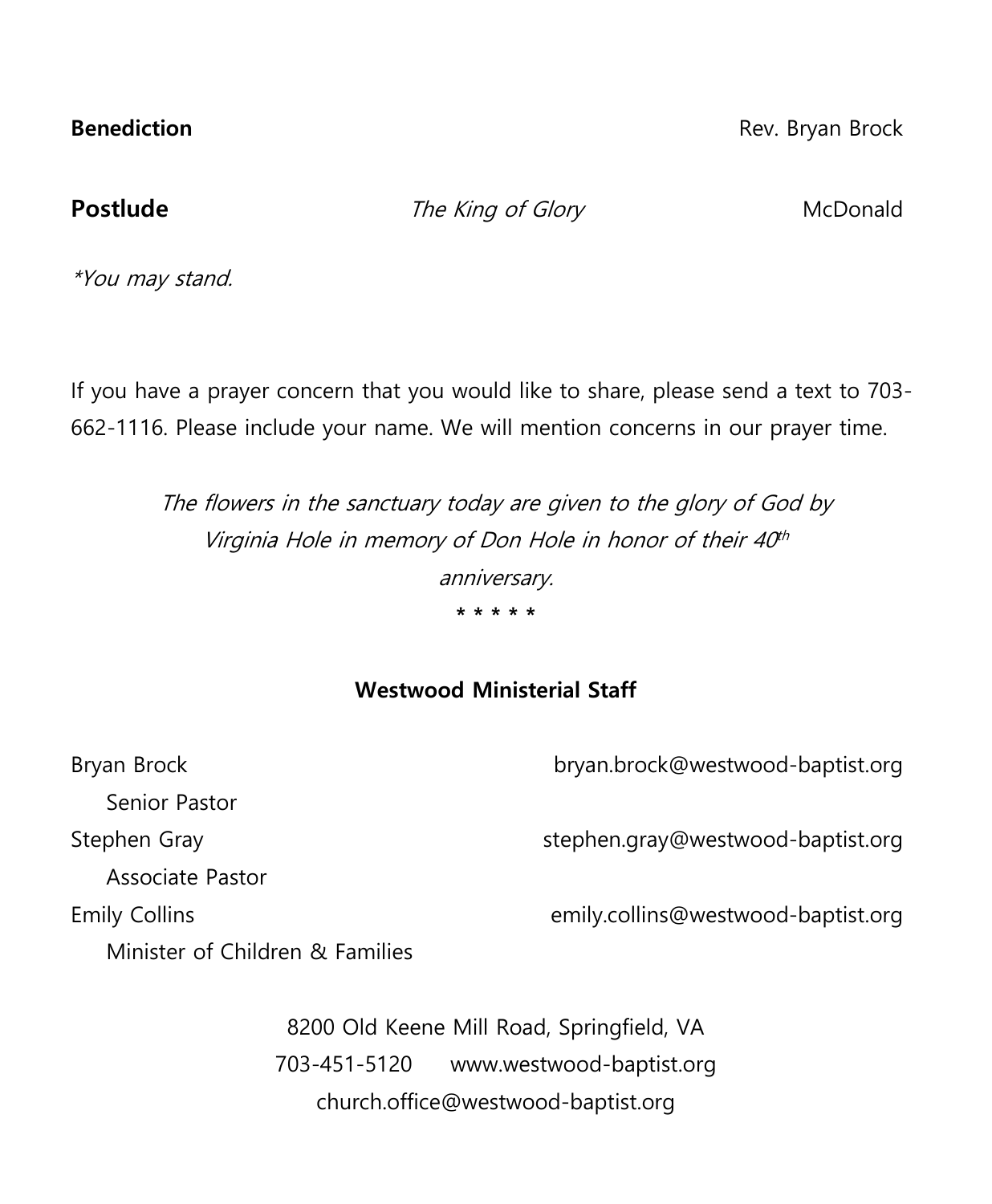**Benediction** Rev. Bryan Brock

**Postlude** *The King of Glory* McDonald

*\*You may stand.*

If you have a prayer concern that you would like to share, please send a text to 703-662-1116. Please include your name. We will mention concerns in our prayer time.

*The flowers in the sanctuary today are given to the glory of God by Virginia Hole in memory of Don Hole in honor of their 40th anniversary.*

\* \* \* \* \*

**Westwood Ministerial Staff**

Bryan Brock — bryan.brock@westwood-baptist.org
Senior Pastor

Stephen Gray — stephen.gray@westwood-baptist.org
Associate Pastor

Emily Collins — emily.collins@westwood-baptist.org
Minister of Children & Families

8200 Old Keene Mill Road, Springfield, VA
703-451-5120 www.westwood-baptist.org
church.office@westwood-baptist.org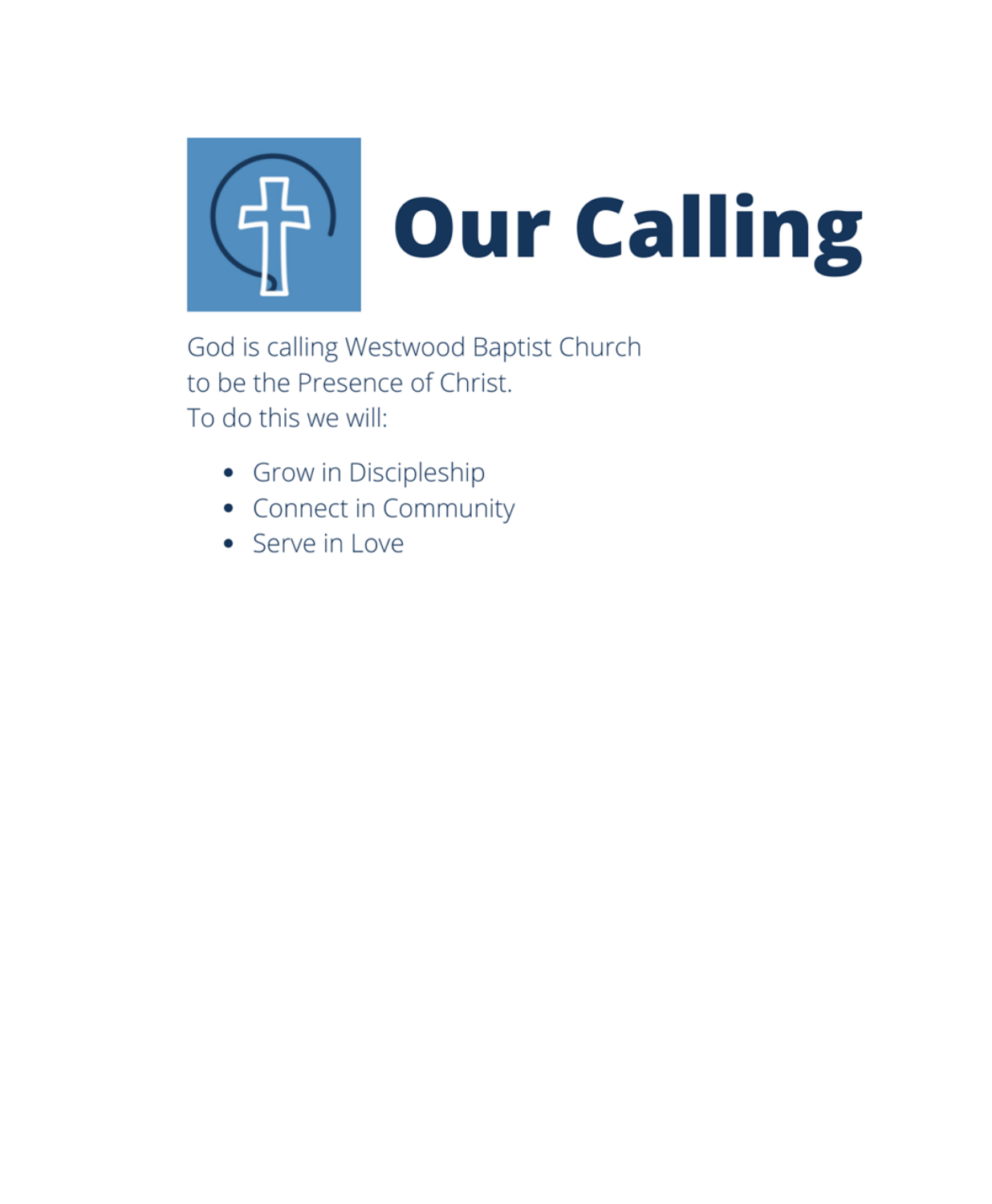# Our Calling

God is calling Westwood Baptist Church
to be the Presence of Christ.
To do this we will:

- Grow in Discipleship
- Connect in Community
- Serve in Love